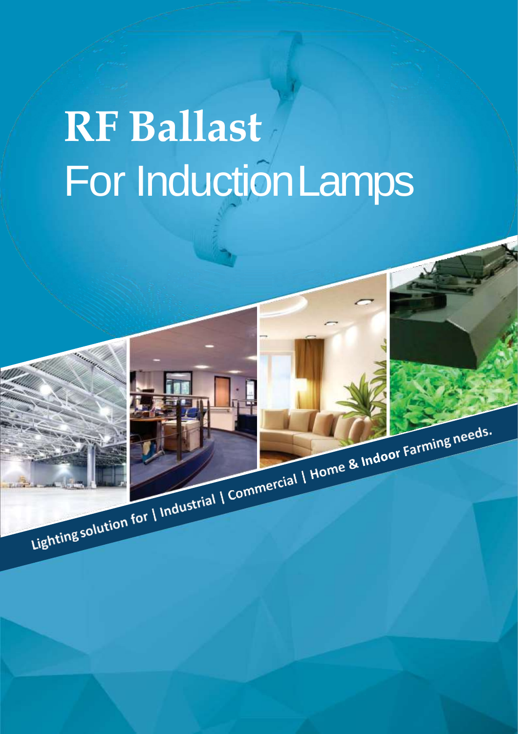# RF Ballast

## For Induction Lamps

Lighting solution for | Industrial | Commercial | Home & Indoor Farming needs.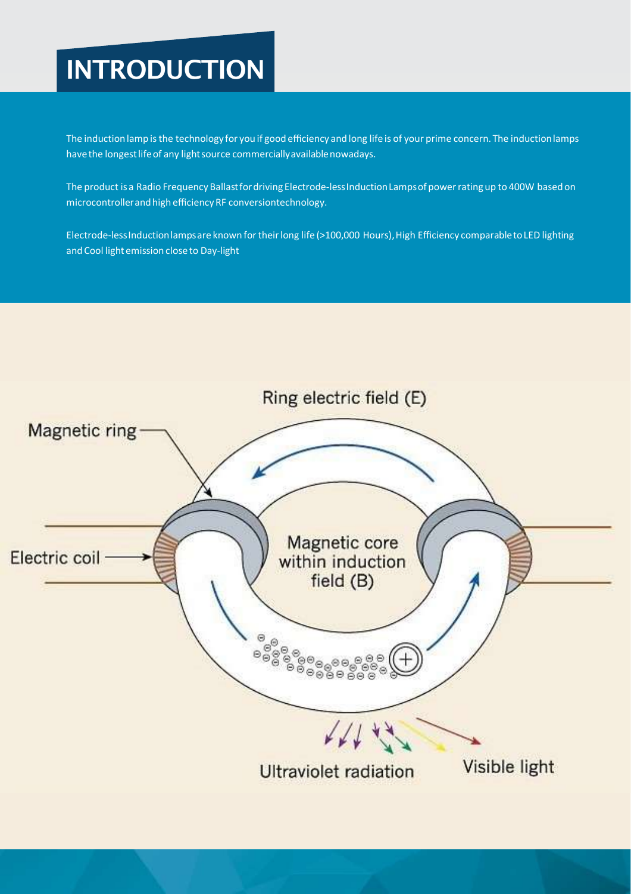# INTRODUCTION

The induction lamp is the technology for you if good efficiency and long life is of your prime concern. The induction lamps have the longest life of any light source commercially available nowadays.

The product is a Radio Frequency Ballast for driving Electrode-less Induction Lamps of power rating up to 400W based on microcontroller and high efficiency RF conversion technology.

Electrode-less Induction lamps are known for their long life (>100,000 Hours), High Efficiency comparable to LED lighting and Cool light emission close to Day-light

Ring electric field (E)

Magnetic ring

Electric coil

Magnetic core within induction field (B)

Ultraviolet radiation

Visible light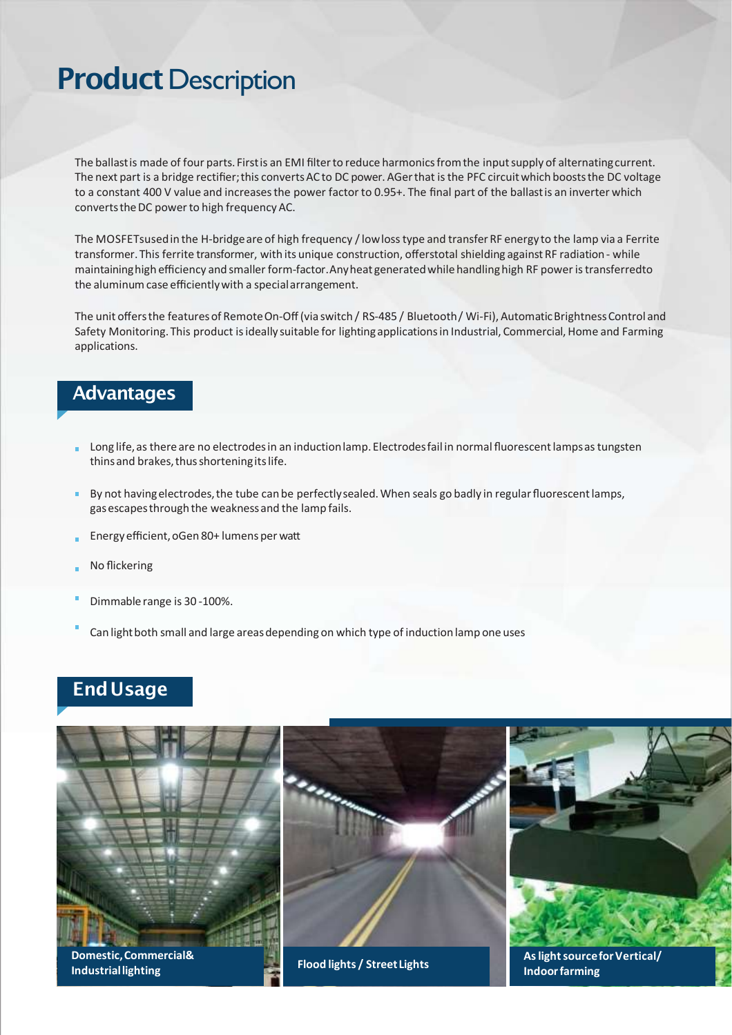# Product Description

The ballast is made of four parts. First is an EMI filter to reduce harmonics from the input supply of alternating current. The next part is a bridge rectifier; this converts AC to DC power. AGer that is the PFC circuit which boosts the DC voltage to a constant 400 V value and increases the power factor to 0.95+. The final part of the ballast is an inverter which converts the DC power to high frequency AC.

The MOSFETs used in the H-bridge are of high frequency / low loss type and transfer RF energy to the lamp via a Ferrite transformer. This ferrite transformer, with its unique construction, offers total shielding against RF radiation - while maintaining high efficiency and smaller form-factor. Any heat generated while handling high RF power is transferred to the aluminum case efficiently with a special arrangement.

The unit offers the features of Remote On-Off (via switch / RS-485 / Bluetooth / Wi-Fi), Automatic Brightness Control and Safety Monitoring. This product is ideally suitable for lighting applications in Industrial, Commercial, Home and Farming applications.

## Advantages

- Long life, as there are no electrodes in an induction lamp. Electrodes fail in normal fluorescent lamps as tungsten thins and brakes, thus shortening its life.
- By not having electrodes, the tube can be perfectly sealed. When seals go badly in regular fluorescent lamps, gas escapes through the weakness and the lamp fails.
- Energy efficient, oGen 80+ lumens per watt
- No flickering
- Dimmable range is 30 -100%.
- Can light both small and large areas depending on which type of induction lamp one uses

## End Usage

Domestic, Commercial & Industrial lighting

Flood lights / Street Lights

As light source for Vertical/ Indoor farming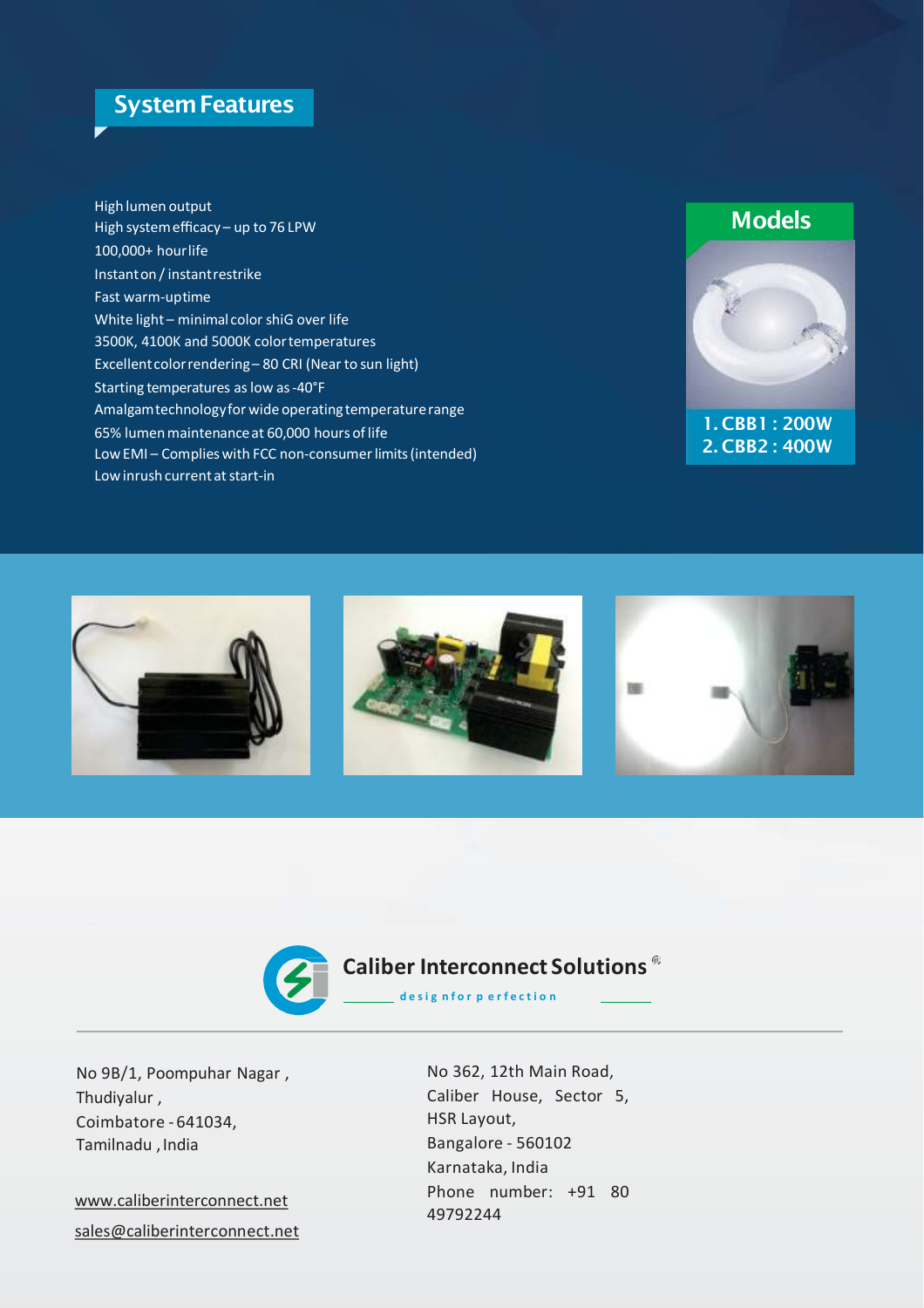## System Features

- High lumen output
- High system efficacy – up to 76 LPW
- 100,000+ hour life
- Instant on / instant restrike
- Fast warm-uptime
- White light – minimal color shiG over life
- 3500K, 4100K and 5000K color temperatures
- Excellent color rendering – 80 CRI (Near to sun light)
- Starting temperatures as low as -40°F
- Amalgam technology for wide operating temperature range
- 65% lumen maintenance at 60,000 hours of life
- Low EMI – Complies with FCC non-consumer limits (intended)
- Low inrush current at start-in

## Models

1. CBB1 : 200W
2. CBB2 : 400W

**Caliber Interconnect Solutions**

design for perfection

No 9B/1, Poompuhar Nagar,
Thudiyalur,
Coimbatore - 641034,
Tamilnadu, India

www.caliberinterconnect.net
sales@caliberinterconnect.net

No 362, 12th Main Road,
Caliber House, Sector 5,
HSR Layout,
Bangalore - 560102
Karnataka, India
Phone number: +91 80 49792244